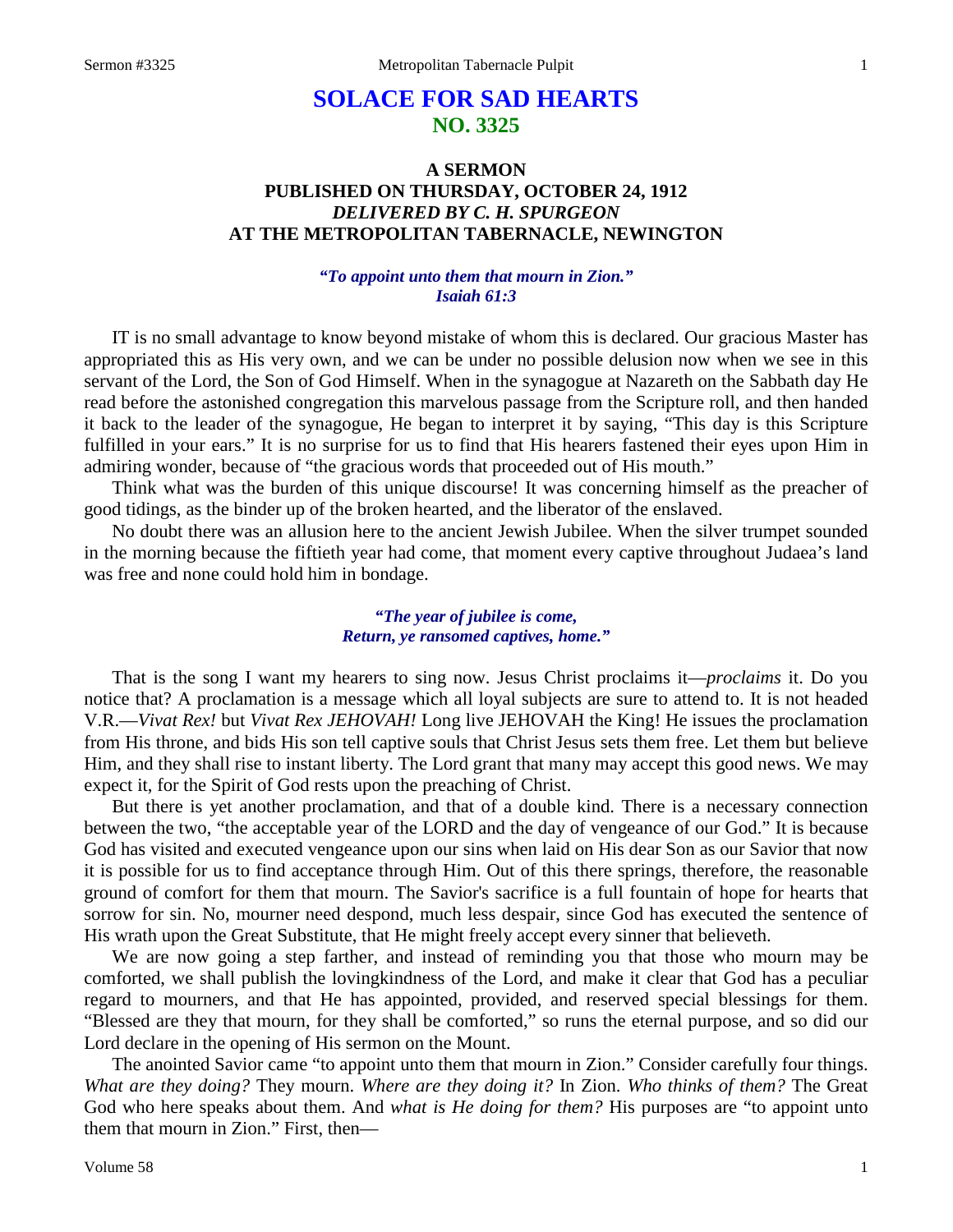# SOLACE FOR SAD HEARTS
## NO. 3325

### A SERMON
### PUBLISHED ON THURSDAY, OCTOBER 24, 1912
### *DELIVERED BY C. H. SPURGEON*
### AT THE METROPOLITAN TABERNACLE, NEWINGTON

***"To appoint unto them that mourn in Zion." Isaiah 61:3***

IT is no small advantage to know beyond mistake of whom this is declared. Our gracious Master has appropriated this as His very own, and we can be under no possible delusion now when we see in this servant of the Lord, the Son of God Himself. When in the synagogue at Nazareth on the Sabbath day He read before the astonished congregation this marvelous passage from the Scripture roll, and then handed it back to the leader of the synagogue, He began to interpret it by saying, "This day is this Scripture fulfilled in your ears." It is no surprise for us to find that His hearers fastened their eyes upon Him in admiring wonder, because of "the gracious words that proceeded out of His mouth."

Think what was the burden of this unique discourse! It was concerning himself as the preacher of good tidings, as the binder up of the broken hearted, and the liberator of the enslaved.

No doubt there was an allusion here to the ancient Jewish Jubilee. When the silver trumpet sounded in the morning because the fiftieth year had come, that moment every captive throughout Judaea's land was free and none could hold him in bondage.

> ***"The year of jubilee is come,***
> ***Return, ye ransomed captives, home."***

That is the song I want my hearers to sing now. Jesus Christ proclaims it—*proclaims* it. Do you notice that? A proclamation is a message which all loyal subjects are sure to attend to. It is not headed V.R.—*Vivat Rex!* but *Vivat Rex JEHOVAH!* Long live JEHOVAH the King! He issues the proclamation from His throne, and bids His son tell captive souls that Christ Jesus sets them free. Let them but believe Him, and they shall rise to instant liberty. The Lord grant that many may accept this good news. We may expect it, for the Spirit of God rests upon the preaching of Christ.

But there is yet another proclamation, and that of a double kind. There is a necessary connection between the two, "the acceptable year of the LORD and the day of vengeance of our God." It is because God has visited and executed vengeance upon our sins when laid on His dear Son as our Savior that now it is possible for us to find acceptance through Him. Out of this there springs, therefore, the reasonable ground of comfort for them that mourn. The Savior's sacrifice is a full fountain of hope for hearts that sorrow for sin. No, mourner need despond, much less despair, since God has executed the sentence of His wrath upon the Great Substitute, that He might freely accept every sinner that believeth.

We are now going a step farther, and instead of reminding you that those who mourn may be comforted, we shall publish the lovingkindness of the Lord, and make it clear that God has a peculiar regard to mourners, and that He has appointed, provided, and reserved special blessings for them. "Blessed are they that mourn, for they shall be comforted," so runs the eternal purpose, and so did our Lord declare in the opening of His sermon on the Mount.

The anointed Savior came "to appoint unto them that mourn in Zion." Consider carefully four things. *What are they doing?* They mourn. *Where are they doing it?* In Zion. *Who thinks of them?* The Great God who here speaks about them. And *what is He doing for them?* His purposes are "to appoint unto them that mourn in Zion." First, then—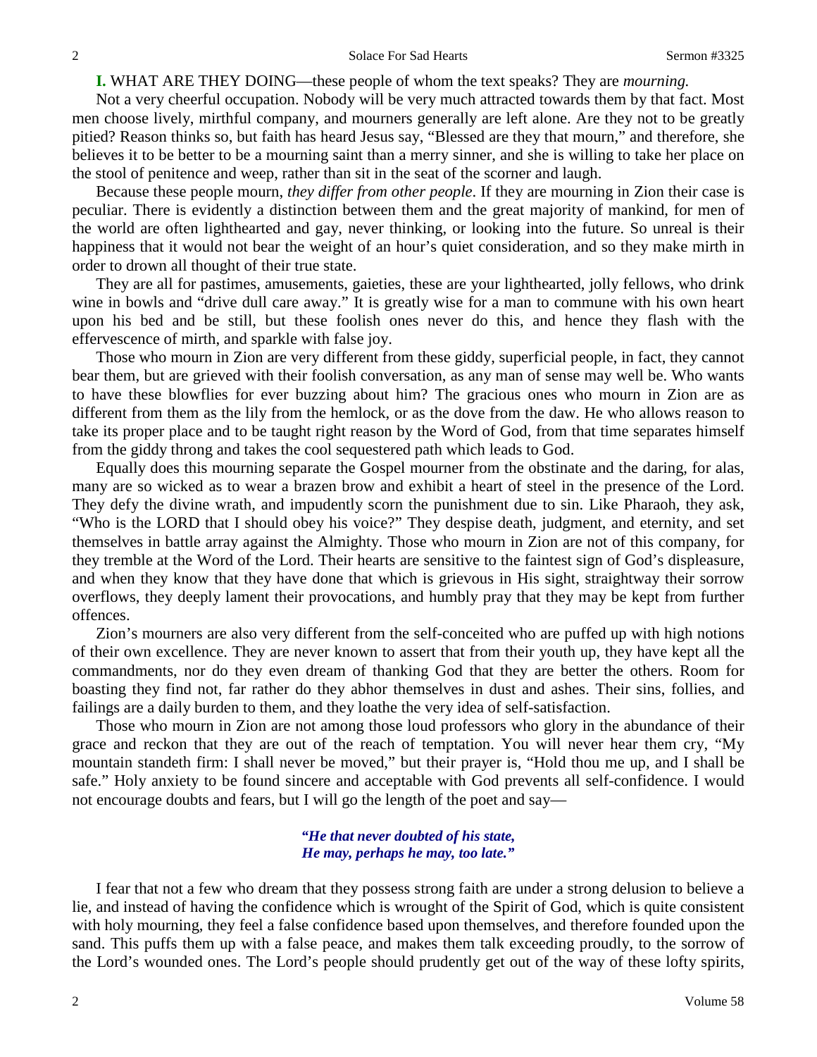**I.** WHAT ARE THEY DOING—these people of whom the text speaks? They are *mourning.*

Not a very cheerful occupation. Nobody will be very much attracted towards them by that fact. Most men choose lively, mirthful company, and mourners generally are left alone. Are they not to be greatly pitied? Reason thinks so, but faith has heard Jesus say, "Blessed are they that mourn," and therefore, she believes it to be better to be a mourning saint than a merry sinner, and she is willing to take her place on the stool of penitence and weep, rather than sit in the seat of the scorner and laugh.

Because these people mourn, *they differ from other people*. If they are mourning in Zion their case is peculiar. There is evidently a distinction between them and the great majority of mankind, for men of the world are often lighthearted and gay, never thinking, or looking into the future. So unreal is their happiness that it would not bear the weight of an hour's quiet consideration, and so they make mirth in order to drown all thought of their true state.

They are all for pastimes, amusements, gaieties, these are your lighthearted, jolly fellows, who drink wine in bowls and "drive dull care away." It is greatly wise for a man to commune with his own heart upon his bed and be still, but these foolish ones never do this, and hence they flash with the effervescence of mirth, and sparkle with false joy.

Those who mourn in Zion are very different from these giddy, superficial people, in fact, they cannot bear them, but are grieved with their foolish conversation, as any man of sense may well be. Who wants to have these blowflies for ever buzzing about him? The gracious ones who mourn in Zion are as different from them as the lily from the hemlock, or as the dove from the daw. He who allows reason to take its proper place and to be taught right reason by the Word of God, from that time separates himself from the giddy throng and takes the cool sequestered path which leads to God.

Equally does this mourning separate the Gospel mourner from the obstinate and the daring, for alas, many are so wicked as to wear a brazen brow and exhibit a heart of steel in the presence of the Lord. They defy the divine wrath, and impudently scorn the punishment due to sin. Like Pharaoh, they ask, "Who is the LORD that I should obey his voice?" They despise death, judgment, and eternity, and set themselves in battle array against the Almighty. Those who mourn in Zion are not of this company, for they tremble at the Word of the Lord. Their hearts are sensitive to the faintest sign of God's displeasure, and when they know that they have done that which is grievous in His sight, straightway their sorrow overflows, they deeply lament their provocations, and humbly pray that they may be kept from further offences.

Zion's mourners are also very different from the self-conceited who are puffed up with high notions of their own excellence. They are never known to assert that from their youth up, they have kept all the commandments, nor do they even dream of thanking God that they are better the others. Room for boasting they find not, far rather do they abhor themselves in dust and ashes. Their sins, follies, and failings are a daily burden to them, and they loathe the very idea of self-satisfaction.

Those who mourn in Zion are not among those loud professors who glory in the abundance of their grace and reckon that they are out of the reach of temptation. You will never hear them cry, "My mountain standeth firm: I shall never be moved," but their prayer is, "Hold thou me up, and I shall be safe." Holy anxiety to be found sincere and acceptable with God prevents all self-confidence. I would not encourage doubts and fears, but I will go the length of the poet and say—

> ***"He that never doubted of his state,***
> ***He may, perhaps he may, too late."***

I fear that not a few who dream that they possess strong faith are under a strong delusion to believe a lie, and instead of having the confidence which is wrought of the Spirit of God, which is quite consistent with holy mourning, they feel a false confidence based upon themselves, and therefore founded upon the sand. This puffs them up with a false peace, and makes them talk exceeding proudly, to the sorrow of the Lord's wounded ones. The Lord's people should prudently get out of the way of these lofty spirits,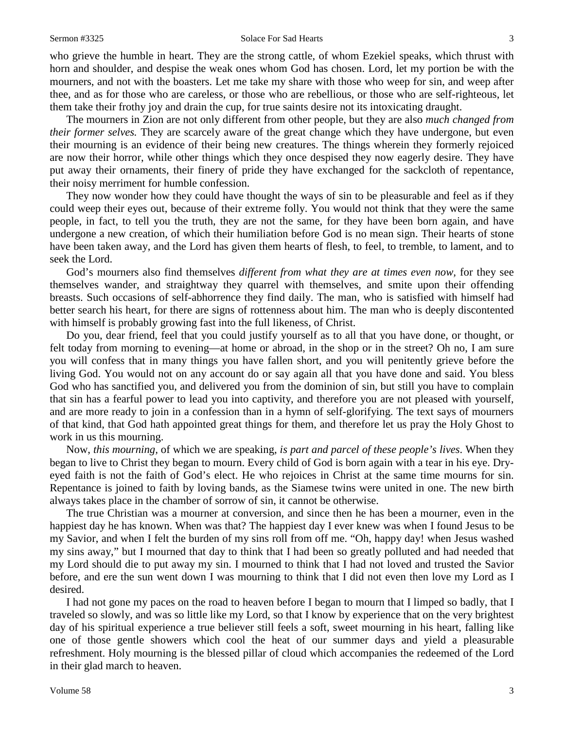who grieve the humble in heart. They are the strong cattle, of whom Ezekiel speaks, which thrust with horn and shoulder, and despise the weak ones whom God has chosen. Lord, let my portion be with the mourners, and not with the boasters. Let me take my share with those who weep for sin, and weep after thee, and as for those who are careless, or those who are rebellious, or those who are self-righteous, let them take their frothy joy and drain the cup, for true saints desire not its intoxicating draught.

The mourners in Zion are not only different from other people, but they are also *much changed from their former selves.* They are scarcely aware of the great change which they have undergone, but even their mourning is an evidence of their being new creatures. The things wherein they formerly rejoiced are now their horror, while other things which they once despised they now eagerly desire. They have put away their ornaments, their finery of pride they have exchanged for the sackcloth of repentance, their noisy merriment for humble confession.

They now wonder how they could have thought the ways of sin to be pleasurable and feel as if they could weep their eyes out, because of their extreme folly. You would not think that they were the same people, in fact, to tell you the truth, they are not the same, for they have been born again, and have undergone a new creation, of which their humiliation before God is no mean sign. Their hearts of stone have been taken away, and the Lord has given them hearts of flesh, to feel, to tremble, to lament, and to seek the Lord.

God's mourners also find themselves *different from what they are at times even now,* for they see themselves wander, and straightway they quarrel with themselves, and smite upon their offending breasts. Such occasions of self-abhorrence they find daily. The man, who is satisfied with himself had better search his heart, for there are signs of rottenness about him. The man who is deeply discontented with himself is probably growing fast into the full likeness, of Christ.

Do you, dear friend, feel that you could justify yourself as to all that you have done, or thought, or felt today from morning to evening—at home or abroad, in the shop or in the street? Oh no, I am sure you will confess that in many things you have fallen short, and you will penitently grieve before the living God. You would not on any account do or say again all that you have done and said. You bless God who has sanctified you, and delivered you from the dominion of sin, but still you have to complain that sin has a fearful power to lead you into captivity, and therefore you are not pleased with yourself, and are more ready to join in a confession than in a hymn of self-glorifying. The text says of mourners of that kind, that God hath appointed great things for them, and therefore let us pray the Holy Ghost to work in us this mourning.

Now, *this mourning,* of which we are speaking, *is part and parcel of these people's lives*. When they began to live to Christ they began to mourn. Every child of God is born again with a tear in his eye. Dry-eyed faith is not the faith of God's elect. He who rejoices in Christ at the same time mourns for sin. Repentance is joined to faith by loving bands, as the Siamese twins were united in one. The new birth always takes place in the chamber of sorrow of sin, it cannot be otherwise.

The true Christian was a mourner at conversion, and since then he has been a mourner, even in the happiest day he has known. When was that? The happiest day I ever knew was when I found Jesus to be my Savior, and when I felt the burden of my sins roll from off me. "Oh, happy day! when Jesus washed my sins away," but I mourned that day to think that I had been so greatly polluted and had needed that my Lord should die to put away my sin. I mourned to think that I had not loved and trusted the Savior before, and ere the sun went down I was mourning to think that I did not even then love my Lord as I desired.

I had not gone my paces on the road to heaven before I began to mourn that I limped so badly, that I traveled so slowly, and was so little like my Lord, so that I know by experience that on the very brightest day of his spiritual experience a true believer still feels a soft, sweet mourning in his heart, falling like one of those gentle showers which cool the heat of our summer days and yield a pleasurable refreshment. Holy mourning is the blessed pillar of cloud which accompanies the redeemed of the Lord in their glad march to heaven.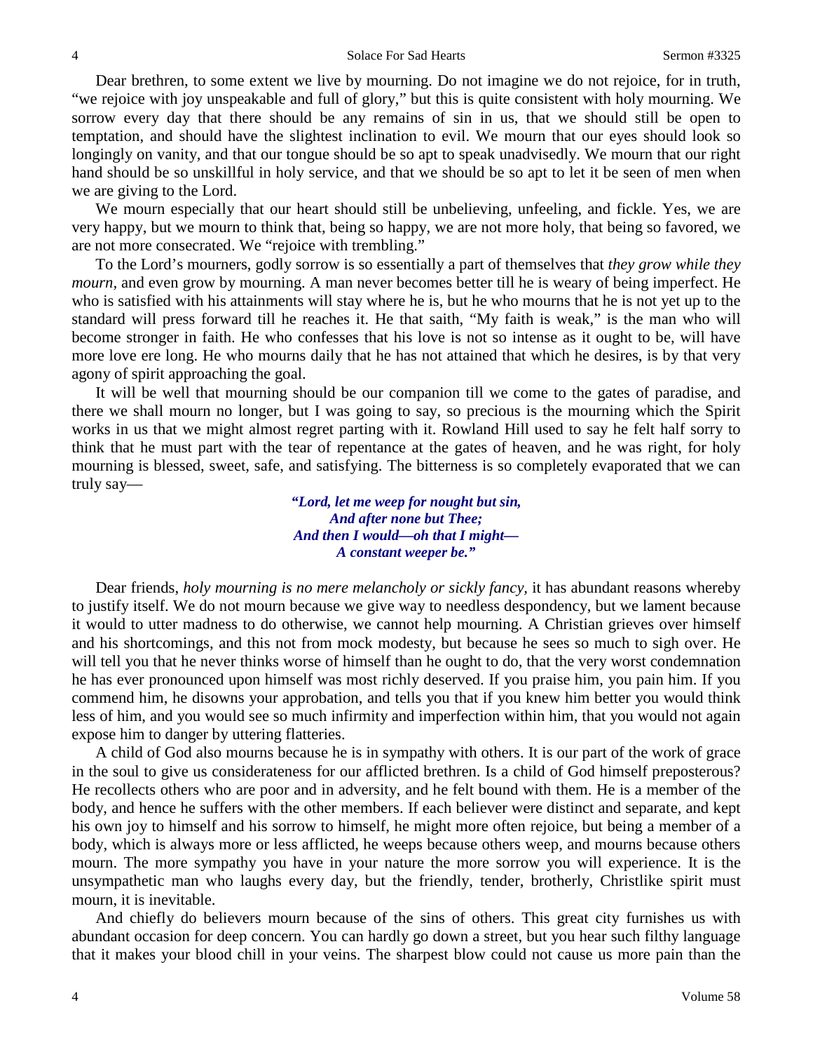Dear brethren, to some extent we live by mourning. Do not imagine we do not rejoice, for in truth, "we rejoice with joy unspeakable and full of glory," but this is quite consistent with holy mourning. We sorrow every day that there should be any remains of sin in us, that we should still be open to temptation, and should have the slightest inclination to evil. We mourn that our eyes should look so longingly on vanity, and that our tongue should be so apt to speak unadvisedly. We mourn that our right hand should be so unskillful in holy service, and that we should be so apt to let it be seen of men when we are giving to the Lord.

We mourn especially that our heart should still be unbelieving, unfeeling, and fickle. Yes, we are very happy, but we mourn to think that, being so happy, we are not more holy, that being so favored, we are not more consecrated. We "rejoice with trembling."

To the Lord's mourners, godly sorrow is so essentially a part of themselves that *they grow while they mourn,* and even grow by mourning. A man never becomes better till he is weary of being imperfect. He who is satisfied with his attainments will stay where he is, but he who mourns that he is not yet up to the standard will press forward till he reaches it. He that saith, "My faith is weak," is the man who will become stronger in faith. He who confesses that his love is not so intense as it ought to be, will have more love ere long. He who mourns daily that he has not attained that which he desires, is by that very agony of spirit approaching the goal.

It will be well that mourning should be our companion till we come to the gates of paradise, and there we shall mourn no longer, but I was going to say, so precious is the mourning which the Spirit works in us that we might almost regret parting with it. Rowland Hill used to say he felt half sorry to think that he must part with the tear of repentance at the gates of heaven, and he was right, for holy mourning is blessed, sweet, safe, and satisfying. The bitterness is so completely evaporated that we can truly say—

> ***"Lord, let me weep for nought but sin,***
> ***And after none but Thee;***
> ***And then I would—oh that I might—***
> ***A constant weeper be."***

Dear friends, *holy mourning is no mere melancholy or sickly fancy,* it has abundant reasons whereby to justify itself. We do not mourn because we give way to needless despondency, but we lament because it would to utter madness to do otherwise, we cannot help mourning. A Christian grieves over himself and his shortcomings, and this not from mock modesty, but because he sees so much to sigh over. He will tell you that he never thinks worse of himself than he ought to do, that the very worst condemnation he has ever pronounced upon himself was most richly deserved. If you praise him, you pain him. If you commend him, he disowns your approbation, and tells you that if you knew him better you would think less of him, and you would see so much infirmity and imperfection within him, that you would not again expose him to danger by uttering flatteries.

A child of God also mourns because he is in sympathy with others. It is our part of the work of grace in the soul to give us considerateness for our afflicted brethren. Is a child of God himself preposterous? He recollects others who are poor and in adversity, and he felt bound with them. He is a member of the body, and hence he suffers with the other members. If each believer were distinct and separate, and kept his own joy to himself and his sorrow to himself, he might more often rejoice, but being a member of a body, which is always more or less afflicted, he weeps because others weep, and mourns because others mourn. The more sympathy you have in your nature the more sorrow you will experience. It is the unsympathetic man who laughs every day, but the friendly, tender, brotherly, Christlike spirit must mourn, it is inevitable.

And chiefly do believers mourn because of the sins of others. This great city furnishes us with abundant occasion for deep concern. You can hardly go down a street, but you hear such filthy language that it makes your blood chill in your veins. The sharpest blow could not cause us more pain than the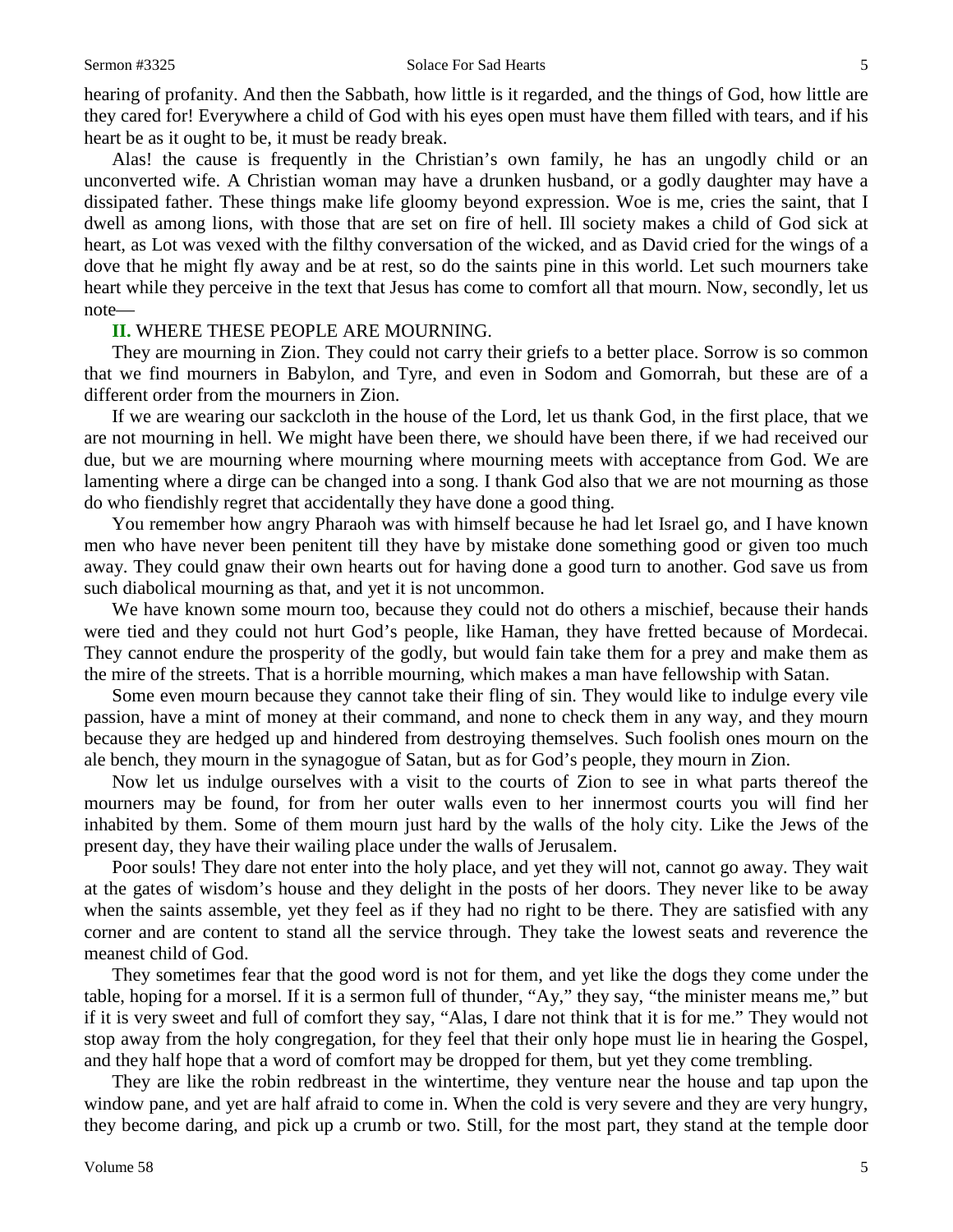hearing of profanity. And then the Sabbath, how little is it regarded, and the things of God, how little are they cared for! Everywhere a child of God with his eyes open must have them filled with tears, and if his heart be as it ought to be, it must be ready break.

Alas! the cause is frequently in the Christian's own family, he has an ungodly child or an unconverted wife. A Christian woman may have a drunken husband, or a godly daughter may have a dissipated father. These things make life gloomy beyond expression. Woe is me, cries the saint, that I dwell as among lions, with those that are set on fire of hell. Ill society makes a child of God sick at heart, as Lot was vexed with the filthy conversation of the wicked, and as David cried for the wings of a dove that he might fly away and be at rest, so do the saints pine in this world. Let such mourners take heart while they perceive in the text that Jesus has come to comfort all that mourn. Now, secondly, let us note—

**II.** WHERE THESE PEOPLE ARE MOURNING.

They are mourning in Zion. They could not carry their griefs to a better place. Sorrow is so common that we find mourners in Babylon, and Tyre, and even in Sodom and Gomorrah, but these are of a different order from the mourners in Zion.

If we are wearing our sackcloth in the house of the Lord, let us thank God, in the first place, that we are not mourning in hell. We might have been there, we should have been there, if we had received our due, but we are mourning where mourning where mourning meets with acceptance from God. We are lamenting where a dirge can be changed into a song. I thank God also that we are not mourning as those do who fiendishly regret that accidentally they have done a good thing.

You remember how angry Pharaoh was with himself because he had let Israel go, and I have known men who have never been penitent till they have by mistake done something good or given too much away. They could gnaw their own hearts out for having done a good turn to another. God save us from such diabolical mourning as that, and yet it is not uncommon.

We have known some mourn too, because they could not do others a mischief, because their hands were tied and they could not hurt God's people, like Haman, they have fretted because of Mordecai. They cannot endure the prosperity of the godly, but would fain take them for a prey and make them as the mire of the streets. That is a horrible mourning, which makes a man have fellowship with Satan.

Some even mourn because they cannot take their fling of sin. They would like to indulge every vile passion, have a mint of money at their command, and none to check them in any way, and they mourn because they are hedged up and hindered from destroying themselves. Such foolish ones mourn on the ale bench, they mourn in the synagogue of Satan, but as for God's people, they mourn in Zion.

Now let us indulge ourselves with a visit to the courts of Zion to see in what parts thereof the mourners may be found, for from her outer walls even to her innermost courts you will find her inhabited by them. Some of them mourn just hard by the walls of the holy city. Like the Jews of the present day, they have their wailing place under the walls of Jerusalem.

Poor souls! They dare not enter into the holy place, and yet they will not, cannot go away. They wait at the gates of wisdom's house and they delight in the posts of her doors. They never like to be away when the saints assemble, yet they feel as if they had no right to be there. They are satisfied with any corner and are content to stand all the service through. They take the lowest seats and reverence the meanest child of God.

They sometimes fear that the good word is not for them, and yet like the dogs they come under the table, hoping for a morsel. If it is a sermon full of thunder, "Ay," they say, "the minister means me," but if it is very sweet and full of comfort they say, "Alas, I dare not think that it is for me." They would not stop away from the holy congregation, for they feel that their only hope must lie in hearing the Gospel, and they half hope that a word of comfort may be dropped for them, but yet they come trembling.

They are like the robin redbreast in the wintertime, they venture near the house and tap upon the window pane, and yet are half afraid to come in. When the cold is very severe and they are very hungry, they become daring, and pick up a crumb or two. Still, for the most part, they stand at the temple door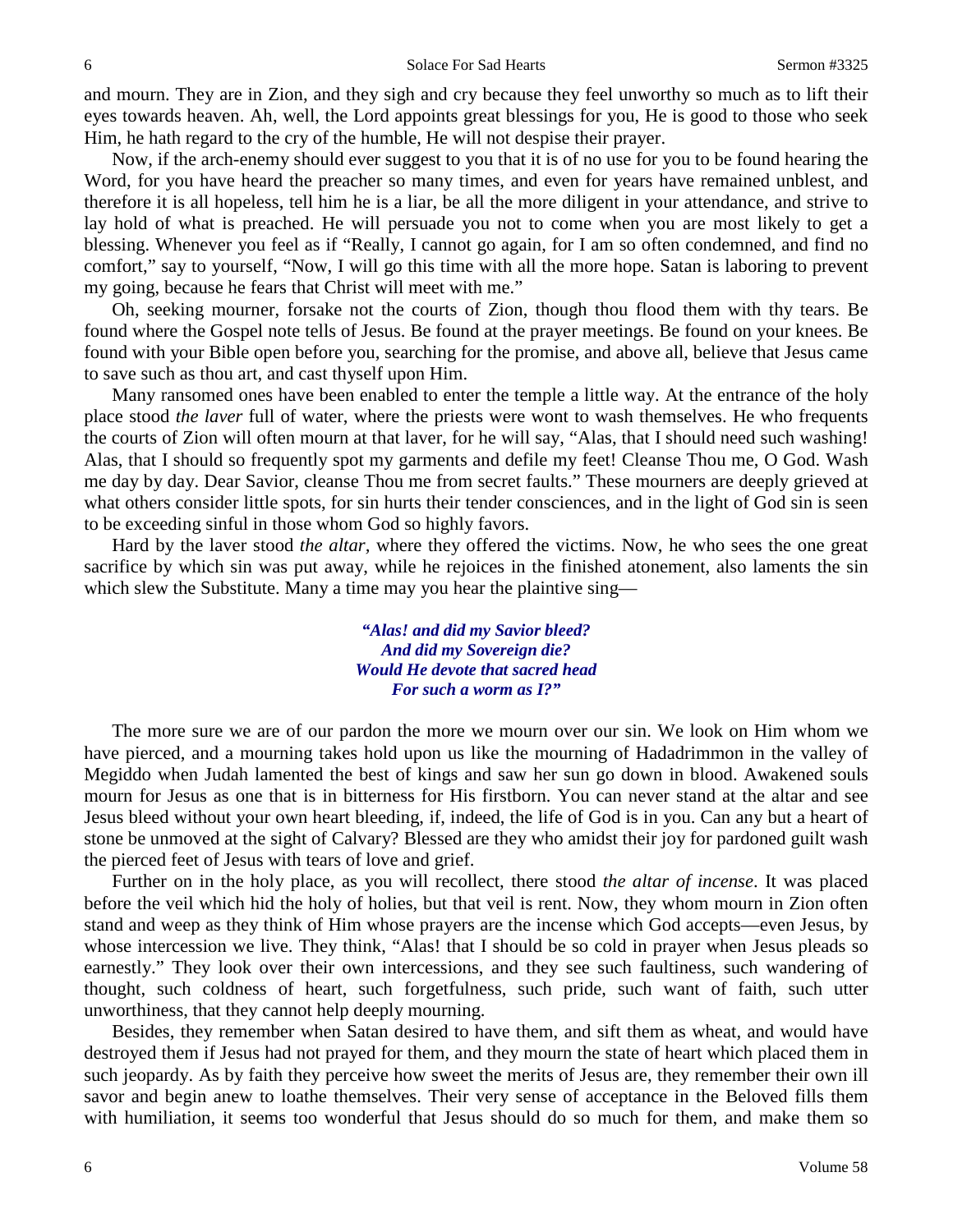and mourn. They are in Zion, and they sigh and cry because they feel unworthy so much as to lift their eyes towards heaven. Ah, well, the Lord appoints great blessings for you, He is good to those who seek Him, he hath regard to the cry of the humble, He will not despise their prayer.

Now, if the arch-enemy should ever suggest to you that it is of no use for you to be found hearing the Word, for you have heard the preacher so many times, and even for years have remained unblest, and therefore it is all hopeless, tell him he is a liar, be all the more diligent in your attendance, and strive to lay hold of what is preached. He will persuade you not to come when you are most likely to get a blessing. Whenever you feel as if "Really, I cannot go again, for I am so often condemned, and find no comfort," say to yourself, "Now, I will go this time with all the more hope. Satan is laboring to prevent my going, because he fears that Christ will meet with me."

Oh, seeking mourner, forsake not the courts of Zion, though thou flood them with thy tears. Be found where the Gospel note tells of Jesus. Be found at the prayer meetings. Be found on your knees. Be found with your Bible open before you, searching for the promise, and above all, believe that Jesus came to save such as thou art, and cast thyself upon Him.

Many ransomed ones have been enabled to enter the temple a little way. At the entrance of the holy place stood *the laver* full of water, where the priests were wont to wash themselves. He who frequents the courts of Zion will often mourn at that laver, for he will say, "Alas, that I should need such washing! Alas, that I should so frequently spot my garments and defile my feet! Cleanse Thou me, O God. Wash me day by day. Dear Savior, cleanse Thou me from secret faults." These mourners are deeply grieved at what others consider little spots, for sin hurts their tender consciences, and in the light of God sin is seen to be exceeding sinful in those whom God so highly favors.

Hard by the laver stood *the altar,* where they offered the victims. Now, he who sees the one great sacrifice by which sin was put away, while he rejoices in the finished atonement, also laments the sin which slew the Substitute. Many a time may you hear the plaintive sing—

> ***"Alas! and did my Savior bleed?***
> ***And did my Sovereign die?***
> ***Would He devote that sacred head***
> ***For such a worm as I?"***

The more sure we are of our pardon the more we mourn over our sin. We look on Him whom we have pierced, and a mourning takes hold upon us like the mourning of Hadadrimmon in the valley of Megiddo when Judah lamented the best of kings and saw her sun go down in blood. Awakened souls mourn for Jesus as one that is in bitterness for His firstborn. You can never stand at the altar and see Jesus bleed without your own heart bleeding, if, indeed, the life of God is in you. Can any but a heart of stone be unmoved at the sight of Calvary? Blessed are they who amidst their joy for pardoned guilt wash the pierced feet of Jesus with tears of love and grief.

Further on in the holy place, as you will recollect, there stood *the altar of incense*. It was placed before the veil which hid the holy of holies, but that veil is rent. Now, they whom mourn in Zion often stand and weep as they think of Him whose prayers are the incense which God accepts—even Jesus, by whose intercession we live. They think, "Alas! that I should be so cold in prayer when Jesus pleads so earnestly." They look over their own intercessions, and they see such faultiness, such wandering of thought, such coldness of heart, such forgetfulness, such pride, such want of faith, such utter unworthiness, that they cannot help deeply mourning.

Besides, they remember when Satan desired to have them, and sift them as wheat, and would have destroyed them if Jesus had not prayed for them, and they mourn the state of heart which placed them in such jeopardy. As by faith they perceive how sweet the merits of Jesus are, they remember their own ill savor and begin anew to loathe themselves. Their very sense of acceptance in the Beloved fills them with humiliation, it seems too wonderful that Jesus should do so much for them, and make them so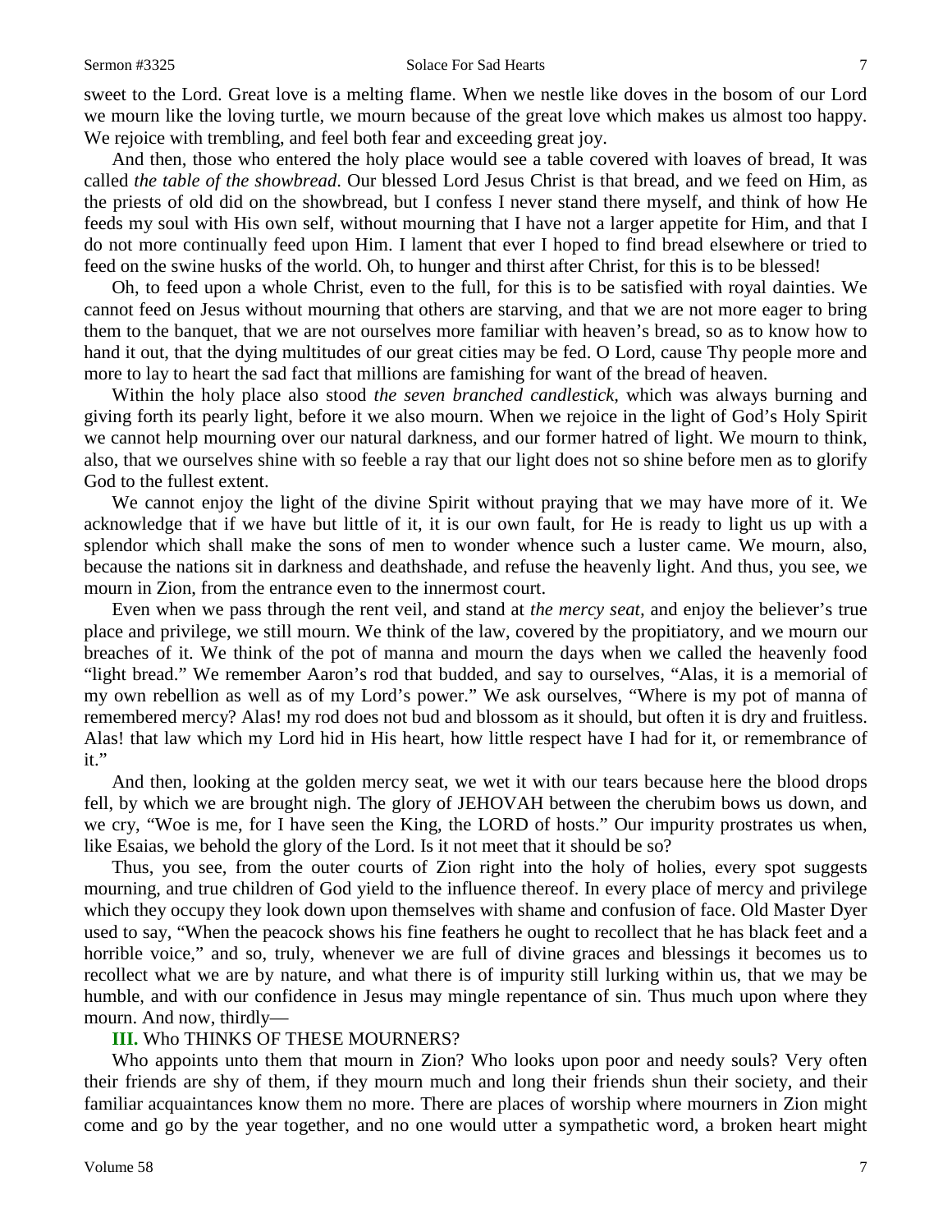sweet to the Lord. Great love is a melting flame. When we nestle like doves in the bosom of our Lord we mourn like the loving turtle, we mourn because of the great love which makes us almost too happy. We rejoice with trembling, and feel both fear and exceeding great joy.

And then, those who entered the holy place would see a table covered with loaves of bread, It was called *the table of the showbread*. Our blessed Lord Jesus Christ is that bread, and we feed on Him, as the priests of old did on the showbread, but I confess I never stand there myself, and think of how He feeds my soul with His own self, without mourning that I have not a larger appetite for Him, and that I do not more continually feed upon Him. I lament that ever I hoped to find bread elsewhere or tried to feed on the swine husks of the world. Oh, to hunger and thirst after Christ, for this is to be blessed!

Oh, to feed upon a whole Christ, even to the full, for this is to be satisfied with royal dainties. We cannot feed on Jesus without mourning that others are starving, and that we are not more eager to bring them to the banquet, that we are not ourselves more familiar with heaven's bread, so as to know how to hand it out, that the dying multitudes of our great cities may be fed. O Lord, cause Thy people more and more to lay to heart the sad fact that millions are famishing for want of the bread of heaven.

Within the holy place also stood *the seven branched candlestick*, which was always burning and giving forth its pearly light, before it we also mourn. When we rejoice in the light of God's Holy Spirit we cannot help mourning over our natural darkness, and our former hatred of light. We mourn to think, also, that we ourselves shine with so feeble a ray that our light does not so shine before men as to glorify God to the fullest extent.

We cannot enjoy the light of the divine Spirit without praying that we may have more of it. We acknowledge that if we have but little of it, it is our own fault, for He is ready to light us up with a splendor which shall make the sons of men to wonder whence such a luster came. We mourn, also, because the nations sit in darkness and deathshade, and refuse the heavenly light. And thus, you see, we mourn in Zion, from the entrance even to the innermost court.

Even when we pass through the rent veil, and stand at *the mercy seat*, and enjoy the believer's true place and privilege, we still mourn. We think of the law, covered by the propitiatory, and we mourn our breaches of it. We think of the pot of manna and mourn the days when we called the heavenly food "light bread." We remember Aaron's rod that budded, and say to ourselves, "Alas, it is a memorial of my own rebellion as well as of my Lord's power." We ask ourselves, "Where is my pot of manna of remembered mercy? Alas! my rod does not bud and blossom as it should, but often it is dry and fruitless. Alas! that law which my Lord hid in His heart, how little respect have I had for it, or remembrance of it."

And then, looking at the golden mercy seat, we wet it with our tears because here the blood drops fell, by which we are brought nigh. The glory of JEHOVAH between the cherubim bows us down, and we cry, "Woe is me, for I have seen the King, the LORD of hosts." Our impurity prostrates us when, like Esaias, we behold the glory of the Lord. Is it not meet that it should be so?

Thus, you see, from the outer courts of Zion right into the holy of holies, every spot suggests mourning, and true children of God yield to the influence thereof. In every place of mercy and privilege which they occupy they look down upon themselves with shame and confusion of face. Old Master Dyer used to say, "When the peacock shows his fine feathers he ought to recollect that he has black feet and a horrible voice," and so, truly, whenever we are full of divine graces and blessings it becomes us to recollect what we are by nature, and what there is of impurity still lurking within us, that we may be humble, and with our confidence in Jesus may mingle repentance of sin. Thus much upon where they mourn. And now, thirdly—

### III. Who THINKS OF THESE MOURNERS?

Who appoints unto them that mourn in Zion? Who looks upon poor and needy souls? Very often their friends are shy of them, if they mourn much and long their friends shun their society, and their familiar acquaintances know them no more. There are places of worship where mourners in Zion might come and go by the year together, and no one would utter a sympathetic word, a broken heart might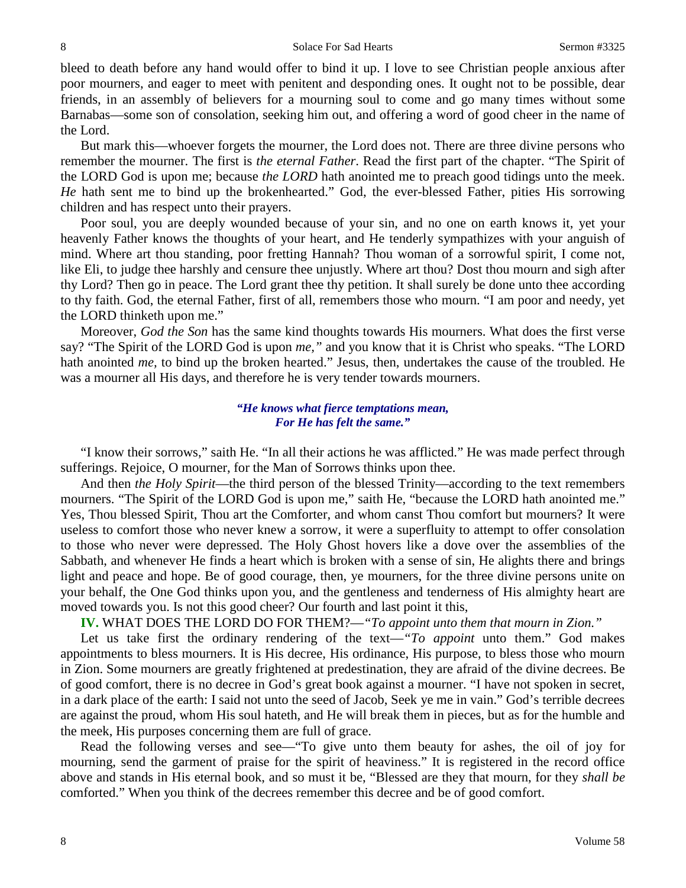bleed to death before any hand would offer to bind it up. I love to see Christian people anxious after poor mourners, and eager to meet with penitent and desponding ones. It ought not to be possible, dear friends, in an assembly of believers for a mourning soul to come and go many times without some Barnabas—some son of consolation, seeking him out, and offering a word of good cheer in the name of the Lord.

But mark this—whoever forgets the mourner, the Lord does not. There are three divine persons who remember the mourner. The first is *the eternal Father*. Read the first part of the chapter. "The Spirit of the LORD God is upon me; because *the LORD* hath anointed me to preach good tidings unto the meek. *He* hath sent me to bind up the brokenhearted." God, the ever-blessed Father, pities His sorrowing children and has respect unto their prayers.

Poor soul, you are deeply wounded because of your sin, and no one on earth knows it, yet your heavenly Father knows the thoughts of your heart, and He tenderly sympathizes with your anguish of mind. Where art thou standing, poor fretting Hannah? Thou woman of a sorrowful spirit, I come not, like Eli, to judge thee harshly and censure thee unjustly. Where art thou? Dost thou mourn and sigh after thy Lord? Then go in peace. The Lord grant thee thy petition. It shall surely be done unto thee according to thy faith. God, the eternal Father, first of all, remembers those who mourn. "I am poor and needy, yet the LORD thinketh upon me."

Moreover, *God the Son* has the same kind thoughts towards His mourners. What does the first verse say? "The Spirit of the LORD God is upon *me,"* and you know that it is Christ who speaks. "The LORD hath anointed *me,* to bind up the broken hearted." Jesus, then, undertakes the cause of the troubled. He was a mourner all His days, and therefore he is very tender towards mourners.

> ***"He knows what fierce temptations mean,***
> ***For He has felt the same."***

"I know their sorrows," saith He. "In all their actions he was afflicted." He was made perfect through sufferings. Rejoice, O mourner, for the Man of Sorrows thinks upon thee.

And then *the Holy Spirit*—the third person of the blessed Trinity—according to the text remembers mourners. "The Spirit of the LORD God is upon me," saith He, "because the LORD hath anointed me." Yes, Thou blessed Spirit, Thou art the Comforter, and whom canst Thou comfort but mourners? It were useless to comfort those who never knew a sorrow, it were a superfluity to attempt to offer consolation to those who never were depressed. The Holy Ghost hovers like a dove over the assemblies of the Sabbath, and whenever He finds a heart which is broken with a sense of sin, He alights there and brings light and peace and hope. Be of good courage, then, ye mourners, for the three divine persons unite on your behalf, the One God thinks upon you, and the gentleness and tenderness of His almighty heart are moved towards you. Is not this good cheer? Our fourth and last point it this,

**IV.** WHAT DOES THE LORD DO FOR THEM?—*"To appoint unto them that mourn in Zion."*

Let us take first the ordinary rendering of the text—*"To appoint* unto them." God makes appointments to bless mourners. It is His decree, His ordinance, His purpose, to bless those who mourn in Zion. Some mourners are greatly frightened at predestination, they are afraid of the divine decrees. Be of good comfort, there is no decree in God's great book against a mourner. "I have not spoken in secret, in a dark place of the earth: I said not unto the seed of Jacob, Seek ye me in vain." God's terrible decrees are against the proud, whom His soul hateth, and He will break them in pieces, but as for the humble and the meek, His purposes concerning them are full of grace.

Read the following verses and see—"To give unto them beauty for ashes, the oil of joy for mourning, send the garment of praise for the spirit of heaviness." It is registered in the record office above and stands in His eternal book, and so must it be, "Blessed are they that mourn, for they *shall be* comforted." When you think of the decrees remember this decree and be of good comfort.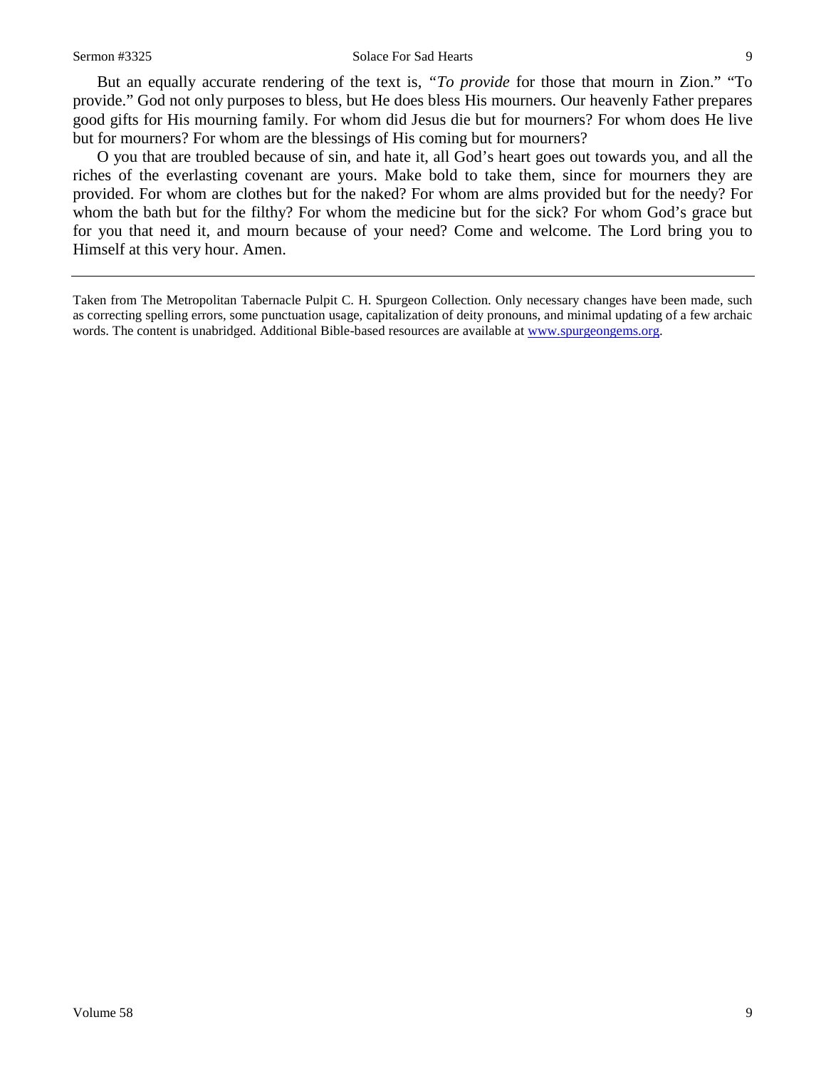But an equally accurate rendering of the text is, "*To provide* for those that mourn in Zion." "To provide." God not only purposes to bless, but He does bless His mourners. Our heavenly Father prepares good gifts for His mourning family. For whom did Jesus die but for mourners? For whom does He live but for mourners? For whom are the blessings of His coming but for mourners?

O you that are troubled because of sin, and hate it, all God's heart goes out towards you, and all the riches of the everlasting covenant are yours. Make bold to take them, since for mourners they are provided. For whom are clothes but for the naked? For whom are alms provided but for the needy? For whom the bath but for the filthy? For whom the medicine but for the sick? For whom God's grace but for you that need it, and mourn because of your need? Come and welcome. The Lord bring you to Himself at this very hour. Amen.

---

Taken from The Metropolitan Tabernacle Pulpit C. H. Spurgeon Collection. Only necessary changes have been made, such as correcting spelling errors, some punctuation usage, capitalization of deity pronouns, and minimal updating of a few archaic words. The content is unabridged. Additional Bible-based resources are available at www.spurgeongems.org.